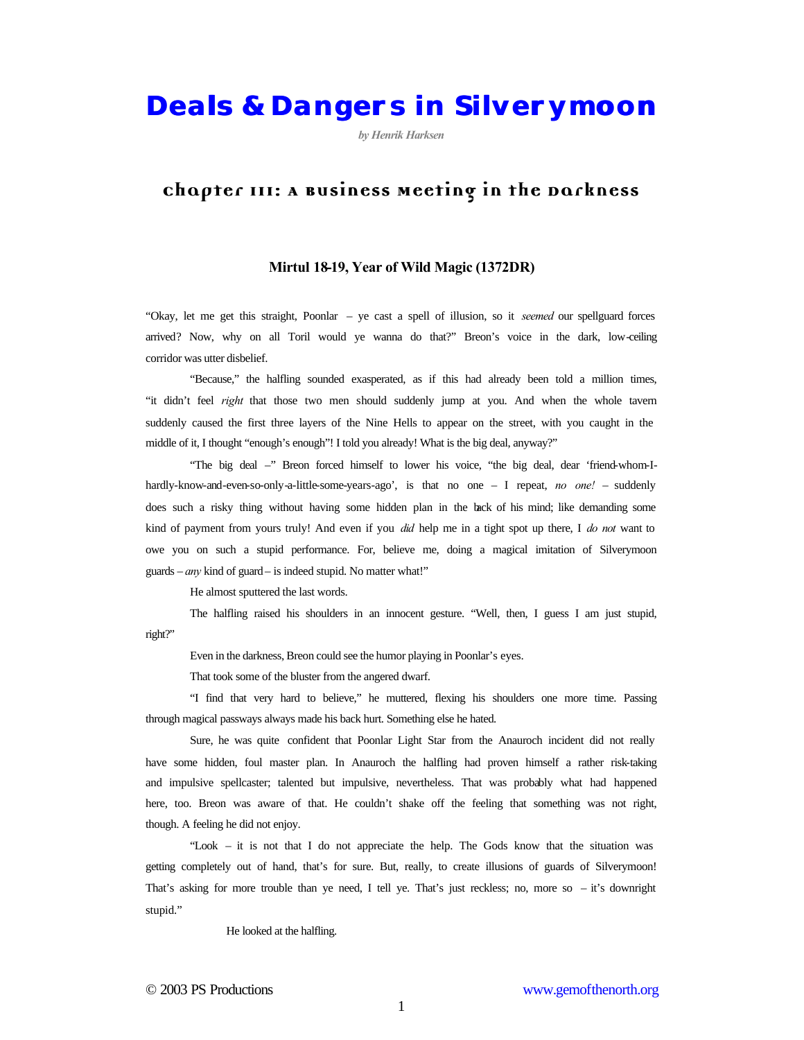# Deals & Dangers in Silverymoon

*by Henrik Harksen*

## Chapter III: A Business Meeting in the Darkness

**Mirtul 18-19, Year of Wild Magic (1372DR)**

"Okay, let me get this straight, Poonlar – ye cast a spell of illusion, so it *seemed* our spellguard forces arrived? Now, why on all Toril would ye wanna do that?" Breon's voice in the dark, low-ceiling corridor was utter disbelief.

"Because," the halfling sounded exasperated, as if this had already been told a million times, "it didn't feel *right* that those two men should suddenly jump at you. And when the whole tavern suddenly caused the first three layers of the Nine Hells to appear on the street, with you caught in the middle of it, I thought "enough's enough"! I told you already! What is the big deal, anyway?"

"The big deal –" Breon forced himself to lower his voice, "the big deal, dear 'friend-whom-I-hardly-know-and-even-so-only-a-little-some-years-ago', is that no one – I repeat, *no one!* – suddenly does such a risky thing without having some hidden plan in the back of his mind; like demanding some kind of payment from yours truly! And even if you *did* help me in a tight spot up there, I *do not* want to owe you on such a stupid performance. For, believe me, doing a magical imitation of Silverymoon guards – *any* kind of guard – is indeed stupid. No matter what!"

He almost sputtered the last words.

The halfling raised his shoulders in an innocent gesture. "Well, then, I guess I am just stupid, right?"

Even in the darkness, Breon could see the humor playing in Poonlar's eyes.

That took some of the bluster from the angered dwarf.

"I find that very hard to believe," he muttered, flexing his shoulders one more time. Passing through magical passways always made his back hurt. Something else he hated.

Sure, he was quite confident that Poonlar Light Star from the Anauroch incident did not really have some hidden, foul master plan. In Anauroch the halfling had proven himself a rather risk-taking and impulsive spellcaster; talented but impulsive, nevertheless. That was probably what had happened here, too. Breon was aware of that. He couldn't shake off the feeling that something was not right, though. A feeling he did not enjoy.

"Look – it is not that I do not appreciate the help. The Gods know that the situation was getting completely out of hand, that's for sure. But, really, to create illusions of guards of Silverymoon! That's asking for more trouble than ye need, I tell ye. That's just reckless; no, more so – it's downright stupid."

He looked at the halfling.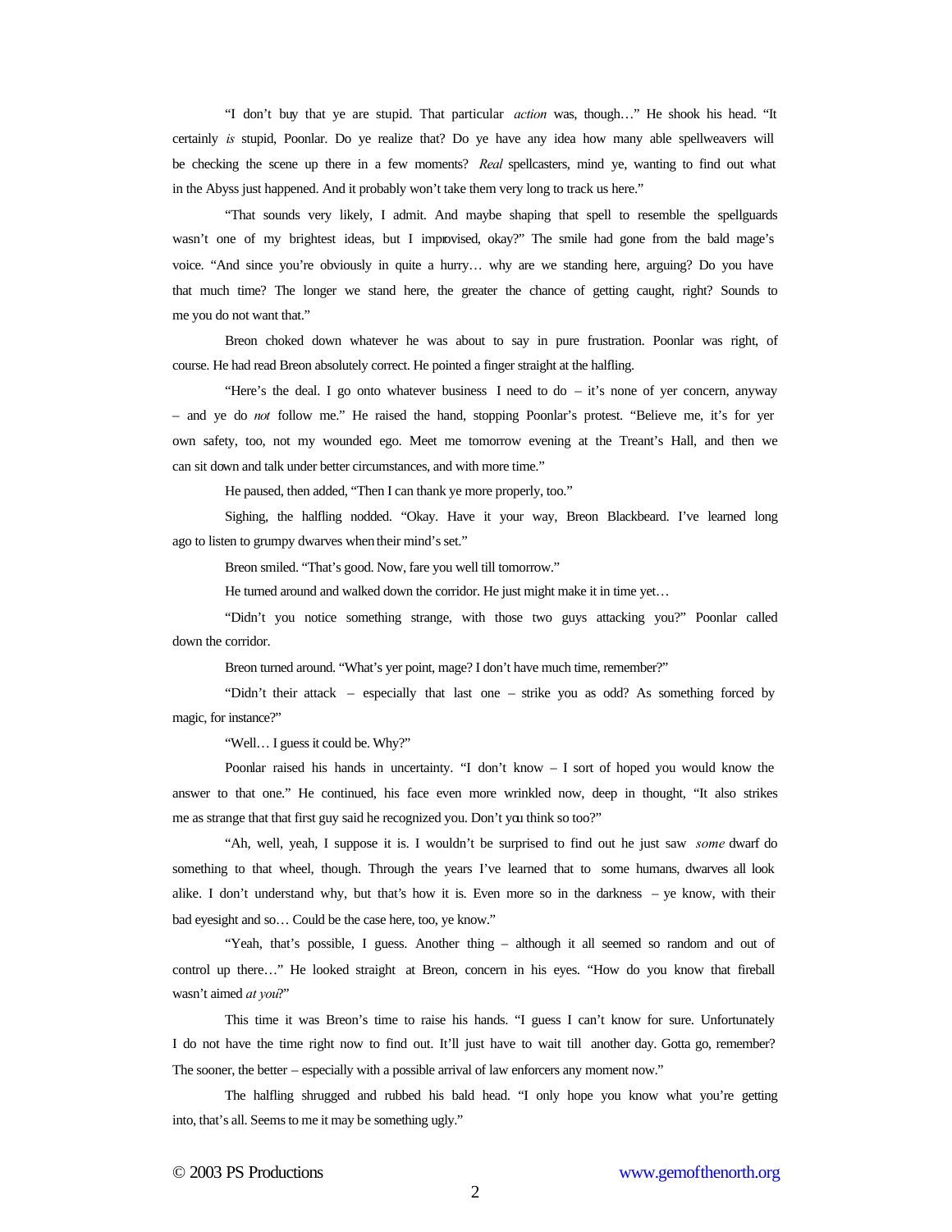"I don't buy that ye are stupid. That particular *action* was, though…" He shook his head. "It certainly *is* stupid, Poonlar. Do ye realize that? Do ye have any idea how many able spellweavers will be checking the scene up there in a few moments? *Real* spellcasters, mind ye, wanting to find out what in the Abyss just happened. And it probably won't take them very long to track us here."

"That sounds very likely, I admit. And maybe shaping that spell to resemble the spellguards wasn't one of my brightest ideas, but I improvised, okay?" The smile had gone from the bald mage's voice. "And since you're obviously in quite a hurry… why are we standing here, arguing? Do you have that much time? The longer we stand here, the greater the chance of getting caught, right? Sounds to me you do not want that."

Breon choked down whatever he was about to say in pure frustration. Poonlar was right, of course. He had read Breon absolutely correct. He pointed a finger straight at the halfling.

"Here's the deal. I go onto whatever business I need to do – it's none of yer concern, anyway – and ye do *not* follow me." He raised the hand, stopping Poonlar's protest. "Believe me, it's for yer own safety, too, not my wounded ego. Meet me tomorrow evening at the Treant's Hall, and then we can sit down and talk under better circumstances, and with more time."

He paused, then added, "Then I can thank ye more properly, too."

Sighing, the halfling nodded. "Okay. Have it your way, Breon Blackbeard. I've learned long ago to listen to grumpy dwarves when their mind's set."

Breon smiled. "That's good. Now, fare you well till tomorrow."

He turned around and walked down the corridor. He just might make it in time yet…

"Didn't you notice something strange, with those two guys attacking you?" Poonlar called down the corridor.

Breon turned around. "What's yer point, mage? I don't have much time, remember?"

"Didn't their attack – especially that last one – strike you as odd? As something forced by magic, for instance?"

"Well… I guess it could be. Why?"

Poonlar raised his hands in uncertainty. "I don't know – I sort of hoped you would know the answer to that one." He continued, his face even more wrinkled now, deep in thought, "It also strikes me as strange that that first guy said he recognized you. Don't you think so too?"

"Ah, well, yeah, I suppose it is. I wouldn't be surprised to find out he just saw *some* dwarf do something to that wheel, though. Through the years I've learned that to some humans, dwarves all look alike. I don't understand why, but that's how it is. Even more so in the darkness – ye know, with their bad eyesight and so… Could be the case here, too, ye know."

"Yeah, that's possible, I guess. Another thing – although it all seemed so random and out of control up there…" He looked straight at Breon, concern in his eyes. "How do you know that fireball wasn't aimed *at you*?"

This time it was Breon's time to raise his hands. "I guess I can't know for sure. Unfortunately I do not have the time right now to find out. It'll just have to wait till another day. Gotta go, remember? The sooner, the better – especially with a possible arrival of law enforcers any moment now."

The halfling shrugged and rubbed his bald head. "I only hope you know what you're getting into, that's all. Seems to me it may be something ugly."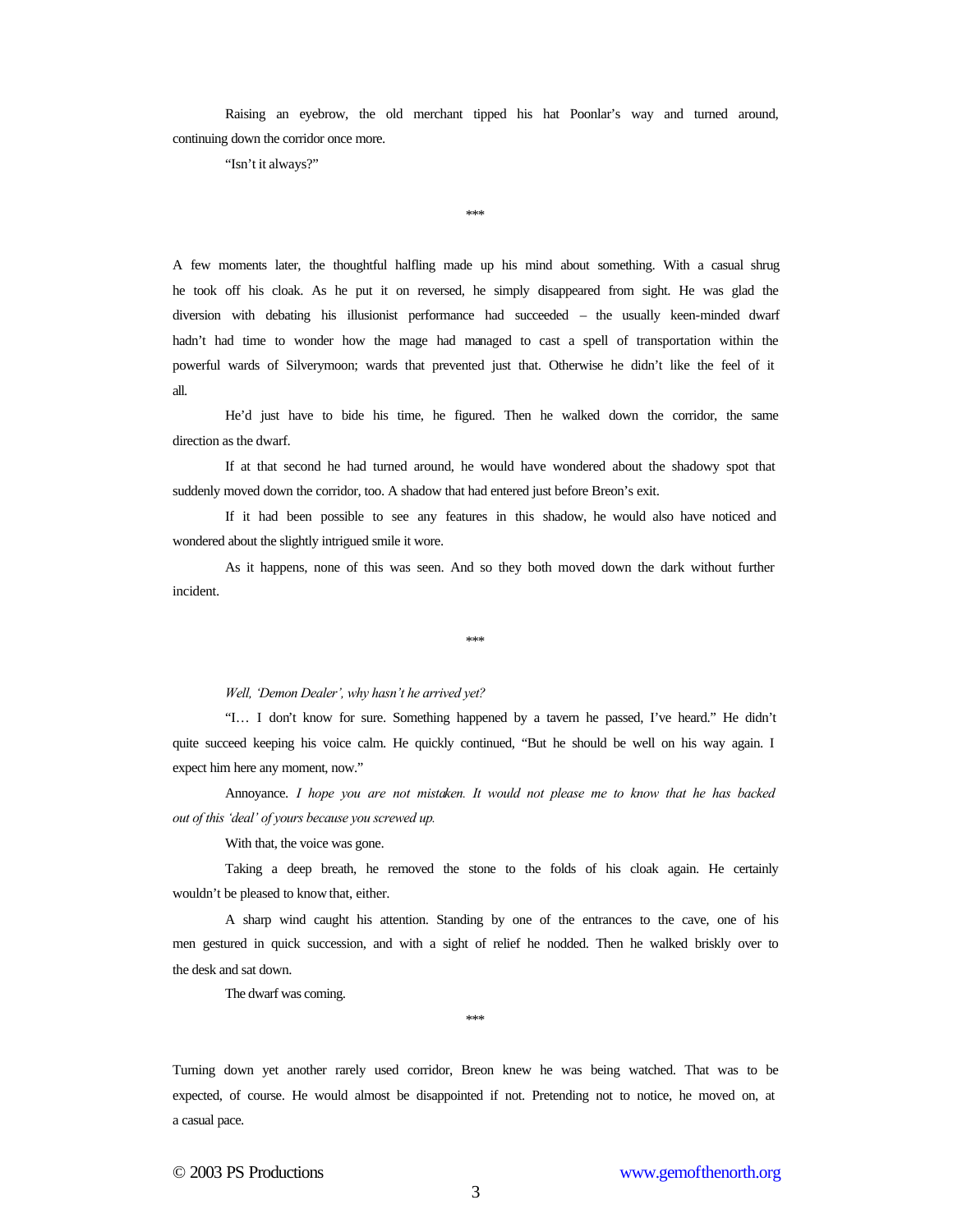Raising an eyebrow, the old merchant tipped his hat Poonlar's way and turned around, continuing down the corridor once more.

"Isn't it always?"

***

A few moments later, the thoughtful halfling made up his mind about something. With a casual shrug he took off his cloak. As he put it on reversed, he simply disappeared from sight. He was glad the diversion with debating his illusionist performance had succeeded – the usually keen-minded dwarf hadn't had time to wonder how the mage had managed to cast a spell of transportation within the powerful wards of Silverymoon; wards that prevented just that. Otherwise he didn't like the feel of it all.

He'd just have to bide his time, he figured. Then he walked down the corridor, the same direction as the dwarf.

If at that second he had turned around, he would have wondered about the shadowy spot that suddenly moved down the corridor, too. A shadow that had entered just before Breon's exit.

If it had been possible to see any features in this shadow, he would also have noticed and wondered about the slightly intrigued smile it wore.

As it happens, none of this was seen. And so they both moved down the dark without further incident.

***

*Well, 'Demon Dealer', why hasn't he arrived yet?*

"I… I don't know for sure. Something happened by a tavern he passed, I've heard." He didn't quite succeed keeping his voice calm. He quickly continued, "But he should be well on his way again. I expect him here any moment, now."

Annoyance. *I hope you are not mistaken. It would not please me to know that he has backed out of this 'deal' of yours because you screwed up.*

With that, the voice was gone.

Taking a deep breath, he removed the stone to the folds of his cloak again. He certainly wouldn't be pleased to know that, either.

A sharp wind caught his attention. Standing by one of the entrances to the cave, one of his men gestured in quick succession, and with a sight of relief he nodded. Then he walked briskly over to the desk and sat down.

The dwarf was coming.

***

Turning down yet another rarely used corridor, Breon knew he was being watched. That was to be expected, of course. He would almost be disappointed if not. Pretending not to notice, he moved on, at a casual pace.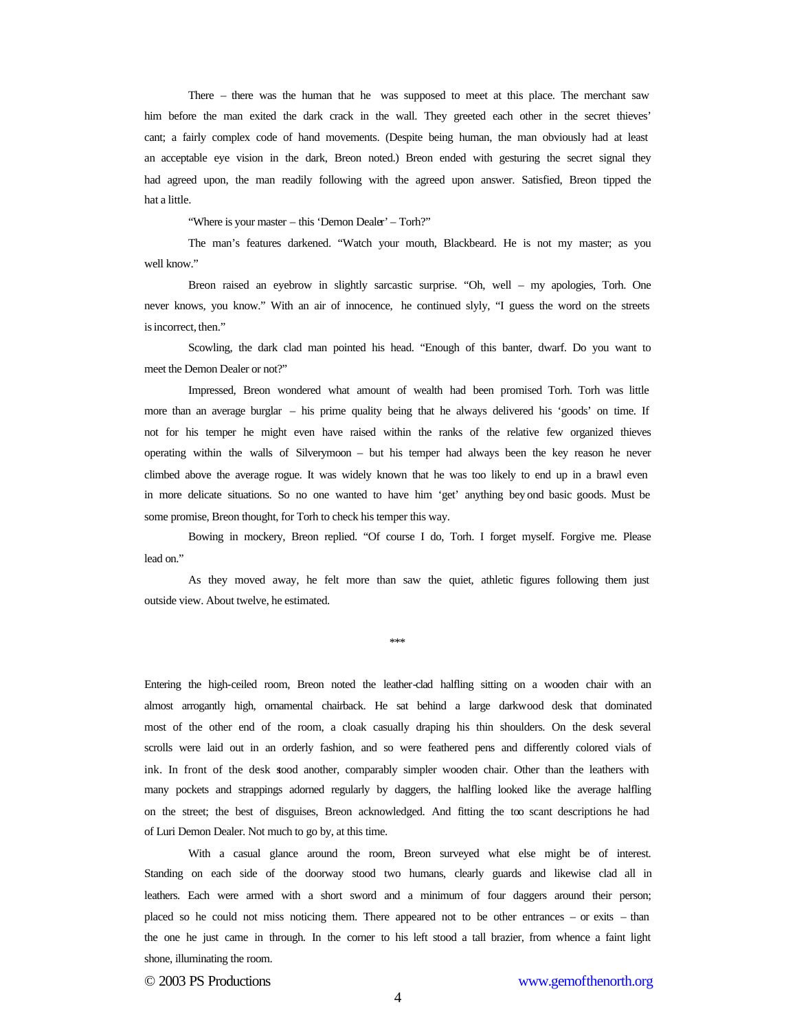There – there was the human that he was supposed to meet at this place. The merchant saw him before the man exited the dark crack in the wall. They greeted each other in the secret thieves' cant; a fairly complex code of hand movements. (Despite being human, the man obviously had at least an acceptable eye vision in the dark, Breon noted.) Breon ended with gesturing the secret signal they had agreed upon, the man readily following with the agreed upon answer. Satisfied, Breon tipped the hat a little.

"Where is your master – this 'Demon Dealer' – Torh?"

The man's features darkened. "Watch your mouth, Blackbeard. He is not my master; as you well know."

Breon raised an eyebrow in slightly sarcastic surprise. "Oh, well – my apologies, Torh. One never knows, you know." With an air of innocence, he continued slyly, "I guess the word on the streets is incorrect, then."

Scowling, the dark clad man pointed his head. "Enough of this banter, dwarf. Do you want to meet the Demon Dealer or not?"

Impressed, Breon wondered what amount of wealth had been promised Torh. Torh was little more than an average burglar – his prime quality being that he always delivered his 'goods' on time. If not for his temper he might even have raised within the ranks of the relative few organized thieves operating within the walls of Silverymoon – but his temper had always been the key reason he never climbed above the average rogue. It was widely known that he was too likely to end up in a brawl even in more delicate situations. So no one wanted to have him 'get' anything beyond basic goods. Must be some promise, Breon thought, for Torh to check his temper this way.

Bowing in mockery, Breon replied. "Of course I do, Torh. I forget myself. Forgive me. Please lead on."

As they moved away, he felt more than saw the quiet, athletic figures following them just outside view. About twelve, he estimated.

\*\*\*

Entering the high-ceiled room, Breon noted the leather-clad halfling sitting on a wooden chair with an almost arrogantly high, ornamental chairback. He sat behind a large darkwood desk that dominated most of the other end of the room, a cloak casually draping his thin shoulders. On the desk several scrolls were laid out in an orderly fashion, and so were feathered pens and differently colored vials of ink. In front of the desk stood another, comparably simpler wooden chair. Other than the leathers with many pockets and strappings adorned regularly by daggers, the halfling looked like the average halfling on the street; the best of disguises, Breon acknowledged. And fitting the too scant descriptions he had of Luri Demon Dealer. Not much to go by, at this time.

With a casual glance around the room, Breon surveyed what else might be of interest. Standing on each side of the doorway stood two humans, clearly guards and likewise clad all in leathers. Each were armed with a short sword and a minimum of four daggers around their person; placed so he could not miss noticing them. There appeared not to be other entrances – or exits – than the one he just came in through. In the corner to his left stood a tall brazier, from whence a faint light shone, illuminating the room.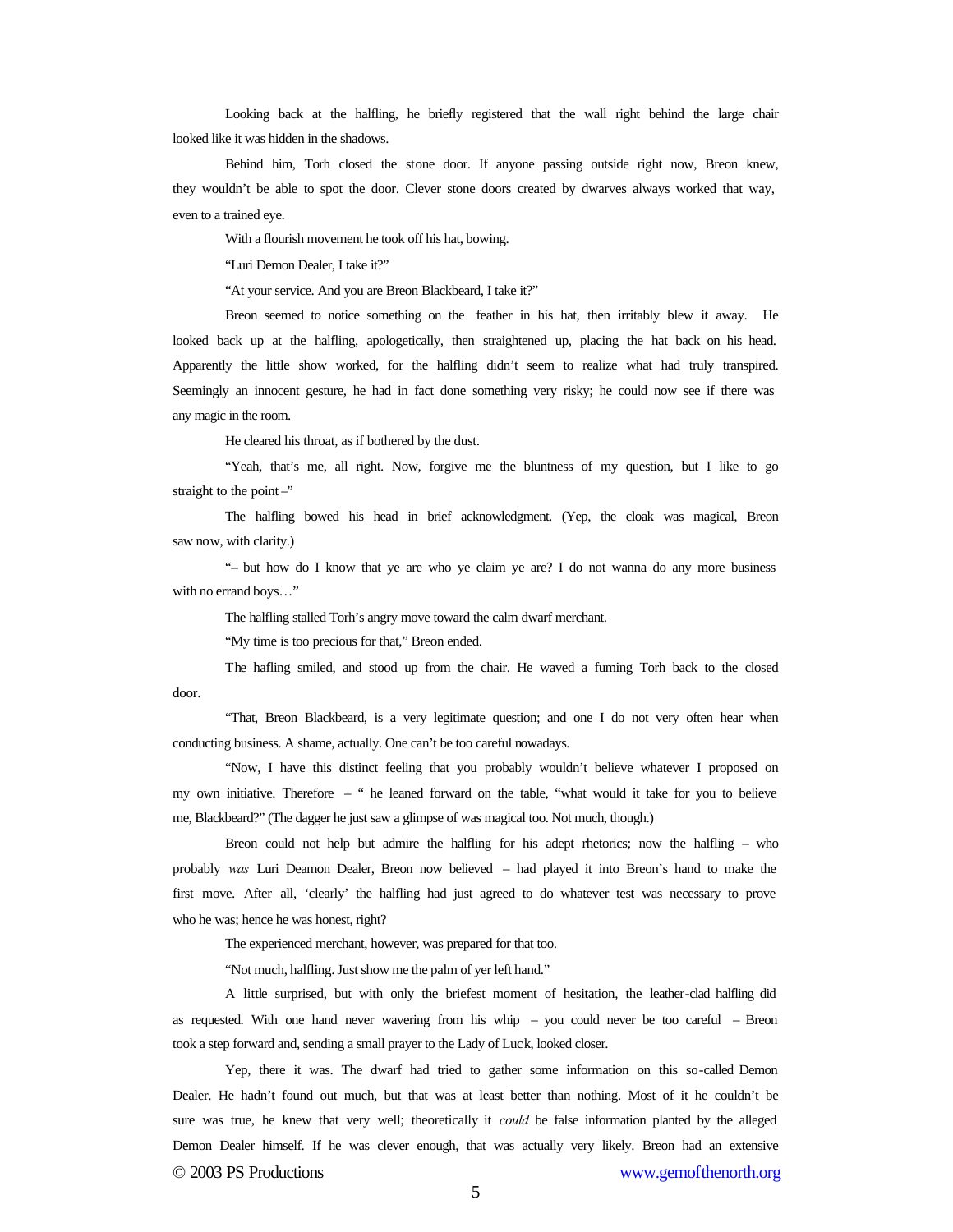Looking back at the halfling, he briefly registered that the wall right behind the large chair looked like it was hidden in the shadows.

Behind him, Torh closed the stone door. If anyone passing outside right now, Breon knew, they wouldn't be able to spot the door. Clever stone doors created by dwarves always worked that way, even to a trained eye.

With a flourish movement he took off his hat, bowing.

"Luri Demon Dealer, I take it?"

"At your service. And you are Breon Blackbeard, I take it?"

Breon seemed to notice something on the feather in his hat, then irritably blew it away. He looked back up at the halfling, apologetically, then straightened up, placing the hat back on his head. Apparently the little show worked, for the halfling didn't seem to realize what had truly transpired. Seemingly an innocent gesture, he had in fact done something very risky; he could now see if there was any magic in the room.

He cleared his throat, as if bothered by the dust.

"Yeah, that's me, all right. Now, forgive me the bluntness of my question, but I like to go straight to the point –"

The halfling bowed his head in brief acknowledgment. (Yep, the cloak was magical, Breon saw now, with clarity.)

"– but how do I know that ye are who ye claim ye are? I do not wanna do any more business with no errand boys…"

The halfling stalled Torh's angry move toward the calm dwarf merchant.

"My time is too precious for that," Breon ended.

The hafling smiled, and stood up from the chair. He waved a fuming Torh back to the closed door.

"That, Breon Blackbeard, is a very legitimate question; and one I do not very often hear when conducting business. A shame, actually. One can't be too careful nowadays.

"Now, I have this distinct feeling that you probably wouldn't believe whatever I proposed on my own initiative. Therefore – " he leaned forward on the table, "what would it take for you to believe me, Blackbeard?" (The dagger he just saw a glimpse of was magical too. Not much, though.)

Breon could not help but admire the halfling for his adept rhetorics; now the halfling – who probably *was* Luri Deamon Dealer, Breon now believed – had played it into Breon's hand to make the first move. After all, 'clearly' the halfling had just agreed to do whatever test was necessary to prove who he was; hence he was honest, right?

The experienced merchant, however, was prepared for that too.

"Not much, halfling. Just show me the palm of yer left hand."

A little surprised, but with only the briefest moment of hesitation, the leather-clad halfling did as requested. With one hand never wavering from his whip – you could never be too careful – Breon took a step forward and, sending a small prayer to the Lady of Luck, looked closer.

Yep, there it was. The dwarf had tried to gather some information on this so-called Demon Dealer. He hadn't found out much, but that was at least better than nothing. Most of it he couldn't be sure was true, he knew that very well; theoretically it *could* be false information planted by the alleged Demon Dealer himself. If he was clever enough, that was actually very likely. Breon had an extensive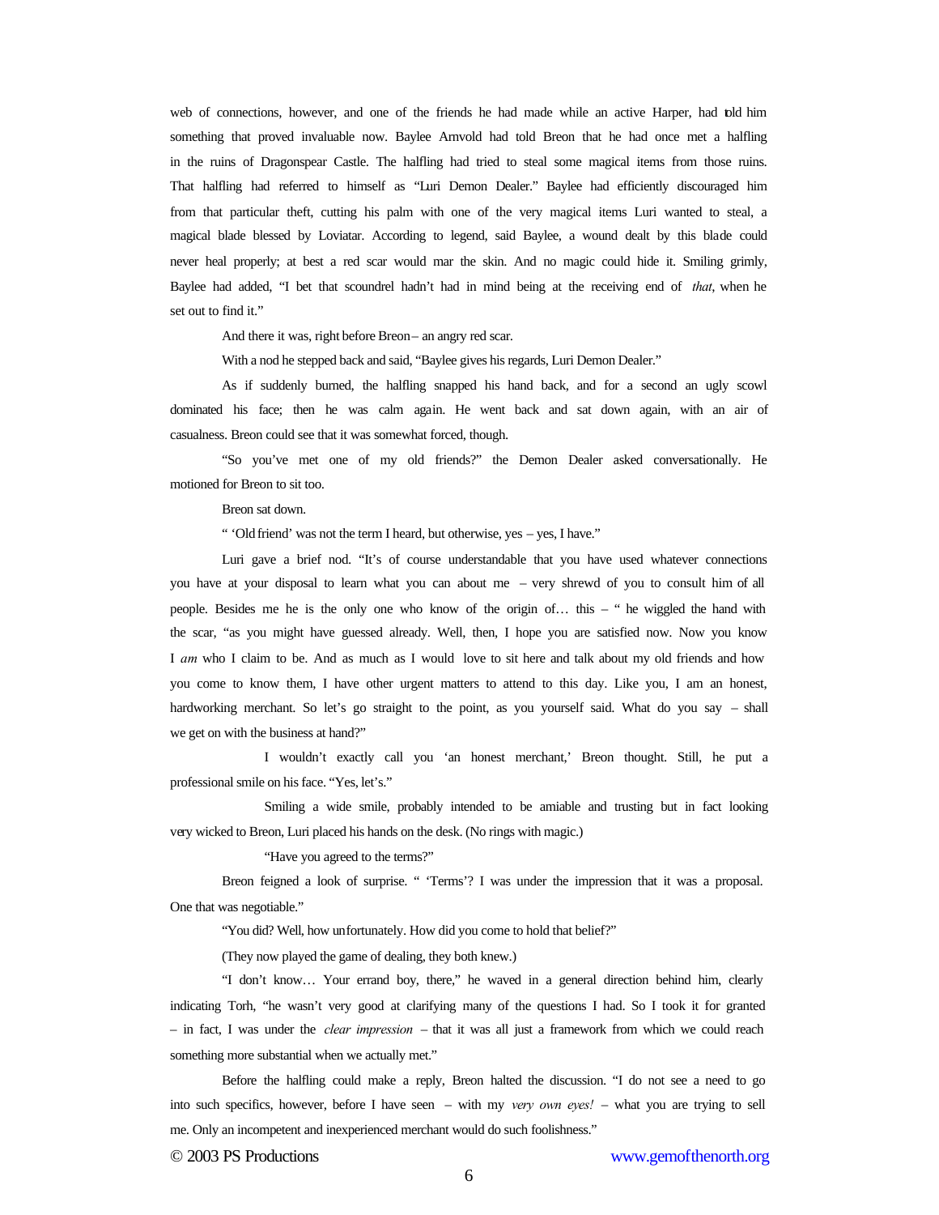web of connections, however, and one of the friends he had made while an active Harper, had told him something that proved invaluable now. Baylee Arnvold had told Breon that he had once met a halfling in the ruins of Dragonspear Castle. The halfling had tried to steal some magical items from those ruins. That halfling had referred to himself as "Luri Demon Dealer." Baylee had efficiently discouraged him from that particular theft, cutting his palm with one of the very magical items Luri wanted to steal, a magical blade blessed by Loviatar. According to legend, said Baylee, a wound dealt by this blade could never heal properly; at best a red scar would mar the skin. And no magic could hide it. Smiling grimly, Baylee had added, "I bet that scoundrel hadn't had in mind being at the receiving end of *that*, when he set out to find it."

And there it was, right before Breon – an angry red scar.

With a nod he stepped back and said, "Baylee gives his regards, Luri Demon Dealer."

As if suddenly burned, the halfling snapped his hand back, and for a second an ugly scowl dominated his face; then he was calm again. He went back and sat down again, with an air of casualness. Breon could see that it was somewhat forced, though.

"So you've met one of my old friends?" the Demon Dealer asked conversationally. He motioned for Breon to sit too.

Breon sat down.

" 'Old friend' was not the term I heard, but otherwise, yes – yes, I have."

Luri gave a brief nod. "It's of course understandable that you have used whatever connections you have at your disposal to learn what you can about me – very shrewd of you to consult him of all people. Besides me he is the only one who know of the origin of… this – " he wiggled the hand with the scar, "as you might have guessed already. Well, then, I hope you are satisfied now. Now you know I *am* who I claim to be. And as much as I would love to sit here and talk about my old friends and how you come to know them, I have other urgent matters to attend to this day. Like you, I am an honest, hardworking merchant. So let's go straight to the point, as you yourself said. What do you say – shall we get on with the business at hand?"

I wouldn't exactly call you 'an honest merchant,' Breon thought. Still, he put a professional smile on his face. "Yes, let's."

Smiling a wide smile, probably intended to be amiable and trusting but in fact looking very wicked to Breon, Luri placed his hands on the desk. (No rings with magic.)

"Have you agreed to the terms?"

Breon feigned a look of surprise. " 'Terms'? I was under the impression that it was a proposal. One that was negotiable."

"You did? Well, how unfortunately. How did you come to hold that belief?"

(They now played the game of dealing, they both knew.)

"I don't know… Your errand boy, there," he waved in a general direction behind him, clearly indicating Torh, "he wasn't very good at clarifying many of the questions I had. So I took it for granted – in fact, I was under the *clear impression* – that it was all just a framework from which we could reach something more substantial when we actually met."

Before the halfling could make a reply, Breon halted the discussion. "I do not see a need to go into such specifics, however, before I have seen – with my *very own eyes!* – what you are trying to sell me. Only an incompetent and inexperienced merchant would do such foolishness."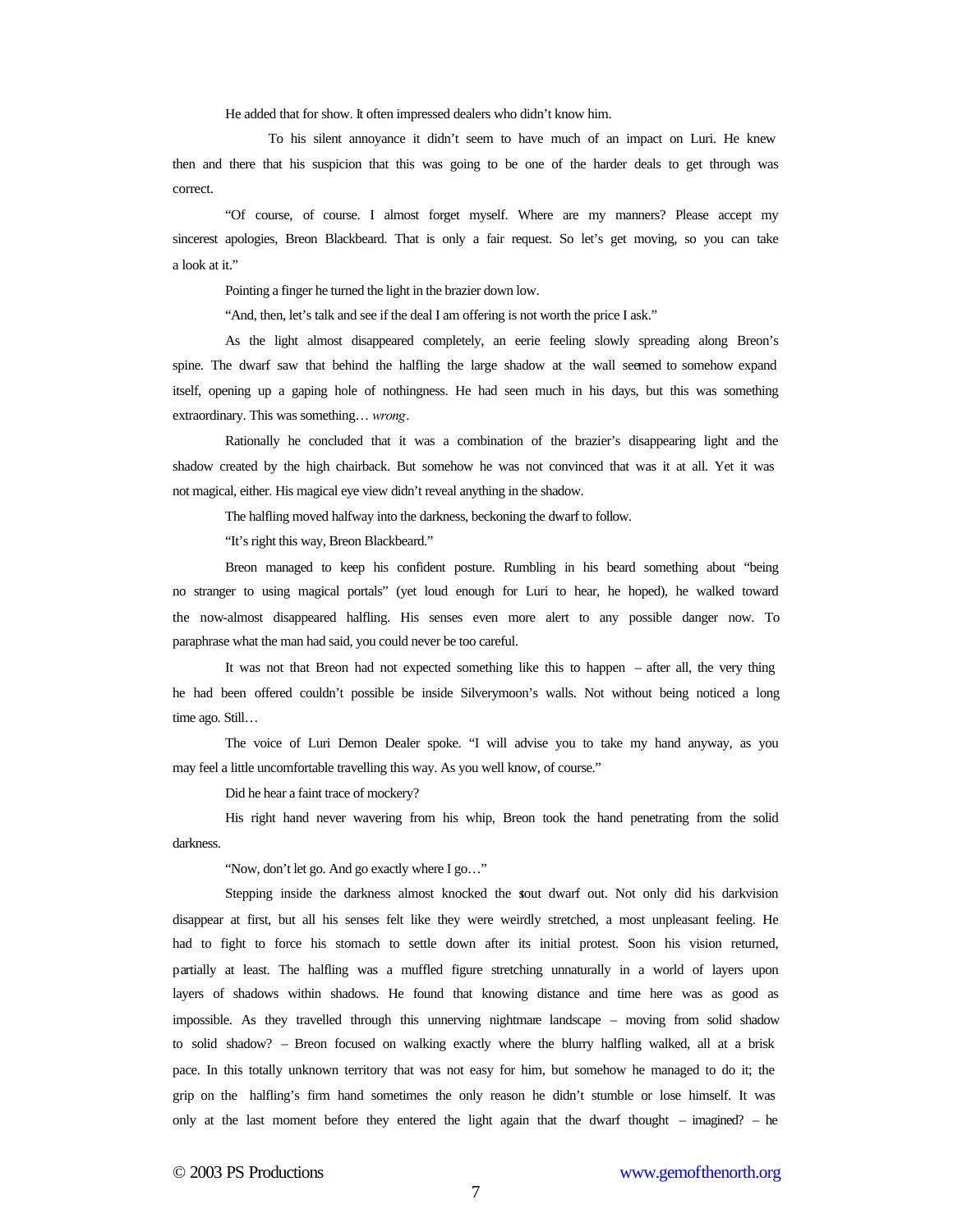He added that for show. It often impressed dealers who didn't know him.

To his silent annoyance it didn't seem to have much of an impact on Luri. He knew then and there that his suspicion that this was going to be one of the harder deals to get through was correct.

"Of course, of course. I almost forget myself. Where are my manners? Please accept my sincerest apologies, Breon Blackbeard. That is only a fair request. So let's get moving, so you can take a look at it."

Pointing a finger he turned the light in the brazier down low.

"And, then, let's talk and see if the deal I am offering is not worth the price I ask."

As the light almost disappeared completely, an eerie feeling slowly spreading along Breon's spine. The dwarf saw that behind the halfling the large shadow at the wall seemed to somehow expand itself, opening up a gaping hole of nothingness. He had seen much in his days, but this was something extraordinary. This was something… *wrong*.

Rationally he concluded that it was a combination of the brazier's disappearing light and the shadow created by the high chairback. But somehow he was not convinced that was it at all. Yet it was not magical, either. His magical eye view didn't reveal anything in the shadow.

The halfling moved halfway into the darkness, beckoning the dwarf to follow.

"It's right this way, Breon Blackbeard."

Breon managed to keep his confident posture. Rumbling in his beard something about "being no stranger to using magical portals" (yet loud enough for Luri to hear, he hoped), he walked toward the now-almost disappeared halfling. His senses even more alert to any possible danger now. To paraphrase what the man had said, you could never be too careful.

It was not that Breon had not expected something like this to happen – after all, the very thing he had been offered couldn't possible be inside Silverymoon's walls. Not without being noticed a long time ago. Still…

The voice of Luri Demon Dealer spoke. "I will advise you to take my hand anyway, as you may feel a little uncomfortable travelling this way. As you well know, of course."

Did he hear a faint trace of mockery?

His right hand never wavering from his whip, Breon took the hand penetrating from the solid darkness.

"Now, don't let go. And go exactly where I go…"

Stepping inside the darkness almost knocked the stout dwarf out. Not only did his darkvision disappear at first, but all his senses felt like they were weirdly stretched, a most unpleasant feeling. He had to fight to force his stomach to settle down after its initial protest. Soon his vision returned, partially at least. The halfling was a muffled figure stretching unnaturally in a world of layers upon layers of shadows within shadows. He found that knowing distance and time here was as good as impossible. As they travelled through this unnerving nightmare landscape – moving from solid shadow to solid shadow? – Breon focused on walking exactly where the blurry halfling walked, all at a brisk pace. In this totally unknown territory that was not easy for him, but somehow he managed to do it; the grip on the halfling's firm hand sometimes the only reason he didn't stumble or lose himself. It was only at the last moment before they entered the light again that the dwarf thought – imagined? – he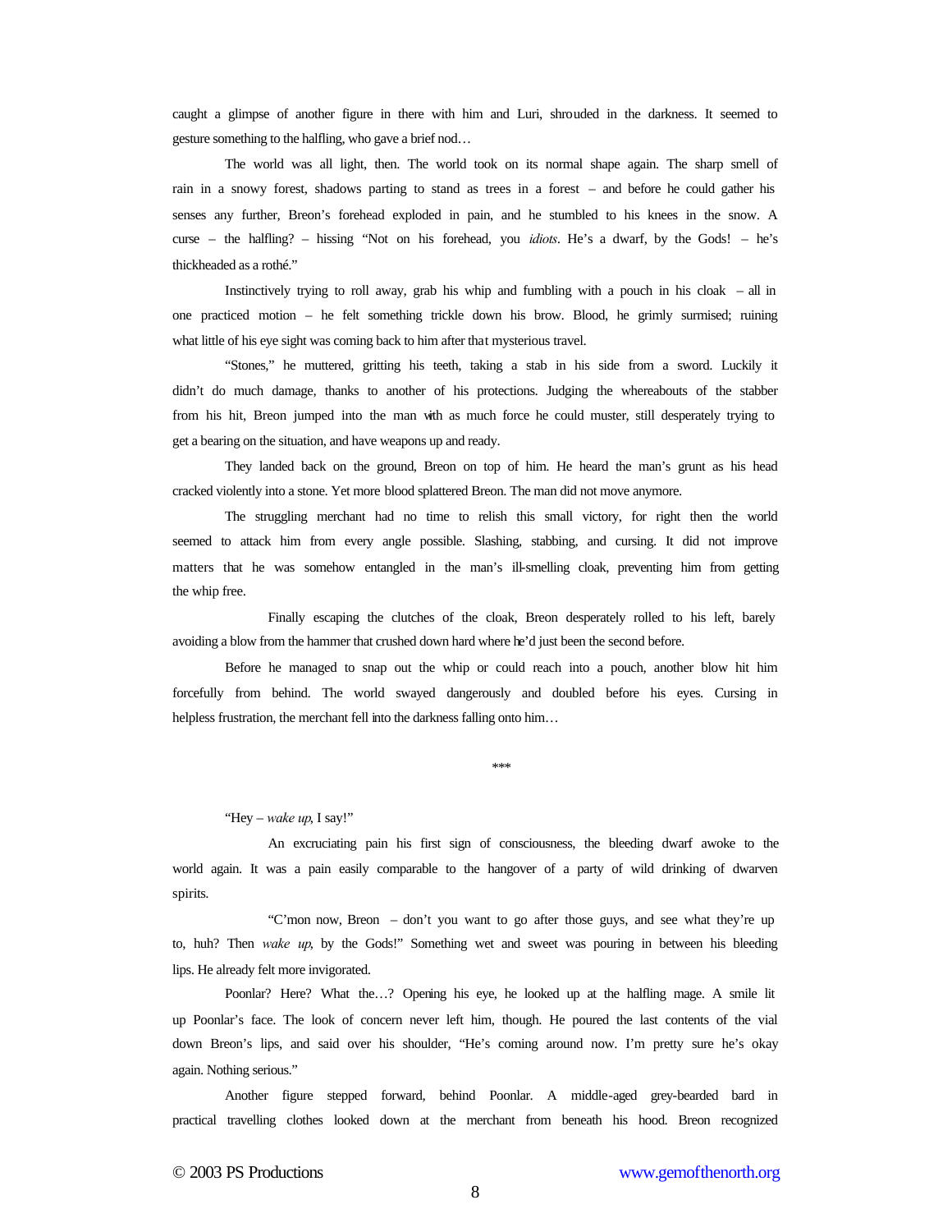caught a glimpse of another figure in there with him and Luri, shrouded in the darkness. It seemed to gesture something to the halfling, who gave a brief nod…

The world was all light, then. The world took on its normal shape again. The sharp smell of rain in a snowy forest, shadows parting to stand as trees in a forest – and before he could gather his senses any further, Breon's forehead exploded in pain, and he stumbled to his knees in the snow. A curse – the halfling? – hissing "Not on his forehead, you *idiots*. He's a dwarf, by the Gods! – he's thickheaded as a rothé."

Instinctively trying to roll away, grab his whip and fumbling with a pouch in his cloak – all in one practiced motion – he felt something trickle down his brow. Blood, he grimly surmised; ruining what little of his eye sight was coming back to him after that mysterious travel.

"Stones," he muttered, gritting his teeth, taking a stab in his side from a sword. Luckily it didn't do much damage, thanks to another of his protections. Judging the whereabouts of the stabber from his hit, Breon jumped into the man with as much force he could muster, still desperately trying to get a bearing on the situation, and have weapons up and ready.

They landed back on the ground, Breon on top of him. He heard the man's grunt as his head cracked violently into a stone. Yet more blood splattered Breon. The man did not move anymore.

The struggling merchant had no time to relish this small victory, for right then the world seemed to attack him from every angle possible. Slashing, stabbing, and cursing. It did not improve matters that he was somehow entangled in the man's ill-smelling cloak, preventing him from getting the whip free.

Finally escaping the clutches of the cloak, Breon desperately rolled to his left, barely avoiding a blow from the hammer that crushed down hard where he'd just been the second before.

Before he managed to snap out the whip or could reach into a pouch, another blow hit him forcefully from behind. The world swayed dangerously and doubled before his eyes. Cursing in helpless frustration, the merchant fell into the darkness falling onto him…

\*\*\*

"Hey – *wake up*, I say!"

An excruciating pain his first sign of consciousness, the bleeding dwarf awoke to the world again. It was a pain easily comparable to the hangover of a party of wild drinking of dwarven spirits.

"C'mon now, Breon – don't you want to go after those guys, and see what they're up to, huh? Then *wake up*, by the Gods!" Something wet and sweet was pouring in between his bleeding lips. He already felt more invigorated.

Poonlar? Here? What the…? Opening his eye, he looked up at the halfling mage. A smile lit up Poonlar's face. The look of concern never left him, though. He poured the last contents of the vial down Breon's lips, and said over his shoulder, "He's coming around now. I'm pretty sure he's okay again. Nothing serious."

Another figure stepped forward, behind Poonlar. A middle-aged grey-bearded bard in practical travelling clothes looked down at the merchant from beneath his hood. Breon recognized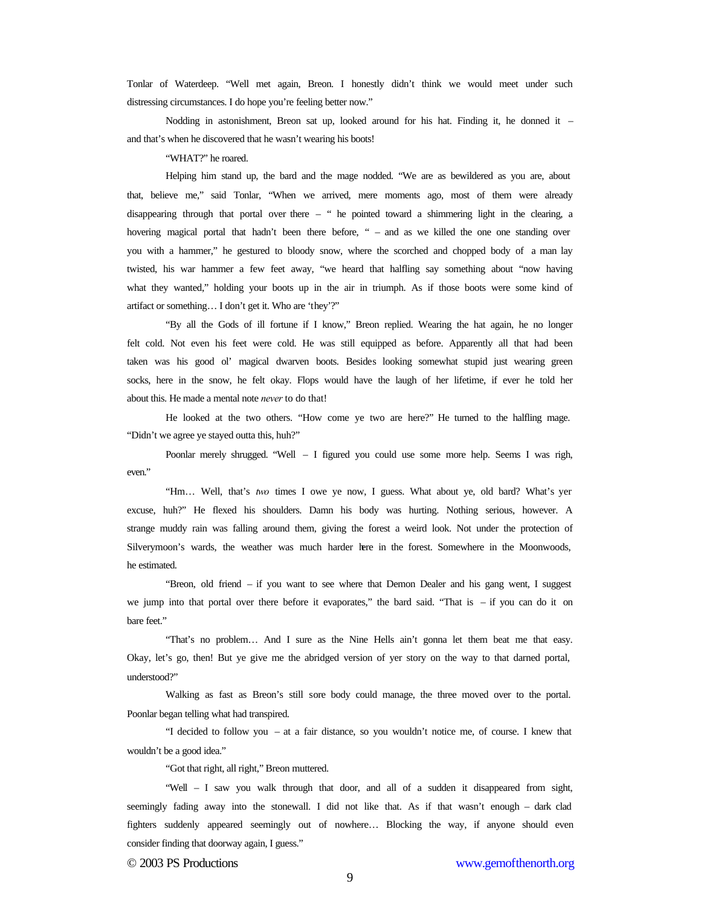Tonlar of Waterdeep. "Well met again, Breon. I honestly didn't think we would meet under such distressing circumstances. I do hope you're feeling better now."

Nodding in astonishment, Breon sat up, looked around for his hat. Finding it, he donned it – and that's when he discovered that he wasn't wearing his boots!

"WHAT?" he roared.

Helping him stand up, the bard and the mage nodded. "We are as bewildered as you are, about that, believe me," said Tonlar, "When we arrived, mere moments ago, most of them were already disappearing through that portal over there – " he pointed toward a shimmering light in the clearing, a hovering magical portal that hadn't been there before, " – and as we killed the one one standing over you with a hammer," he gestured to bloody snow, where the scorched and chopped body of a man lay twisted, his war hammer a few feet away, "we heard that halfling say something about "now having what they wanted," holding your boots up in the air in triumph. As if those boots were some kind of artifact or something… I don't get it. Who are 'they'?"

"By all the Gods of ill fortune if I know," Breon replied. Wearing the hat again, he no longer felt cold. Not even his feet were cold. He was still equipped as before. Apparently all that had been taken was his good ol' magical dwarven boots. Besides looking somewhat stupid just wearing green socks, here in the snow, he felt okay. Flops would have the laugh of her lifetime, if ever he told her about this. He made a mental note *never* to do that!

He looked at the two others. "How come ye two are here?" He turned to the halfling mage. "Didn't we agree ye stayed outta this, huh?"

Poonlar merely shrugged. "Well – I figured you could use some more help. Seems I was righ, even."

"Hm… Well, that's *two* times I owe ye now, I guess. What about ye, old bard? What's yer excuse, huh?" He flexed his shoulders. Damn his body was hurting. Nothing serious, however. A strange muddy rain was falling around them, giving the forest a weird look. Not under the protection of Silverymoon's wards, the weather was much harder here in the forest. Somewhere in the Moonwoods, he estimated.

"Breon, old friend – if you want to see where that Demon Dealer and his gang went, I suggest we jump into that portal over there before it evaporates," the bard said. "That is – if you can do it on bare feet."

"That's no problem… And I sure as the Nine Hells ain't gonna let them beat me that easy. Okay, let's go, then! But ye give me the abridged version of yer story on the way to that darned portal, understood?"

Walking as fast as Breon's still sore body could manage, the three moved over to the portal. Poonlar began telling what had transpired.

"I decided to follow you – at a fair distance, so you wouldn't notice me, of course. I knew that wouldn't be a good idea."

"Got that right, all right," Breon muttered.

"Well – I saw you walk through that door, and all of a sudden it disappeared from sight, seemingly fading away into the stonewall. I did not like that. As if that wasn't enough – dark clad fighters suddenly appeared seemingly out of nowhere… Blocking the way, if anyone should even consider finding that doorway again, I guess."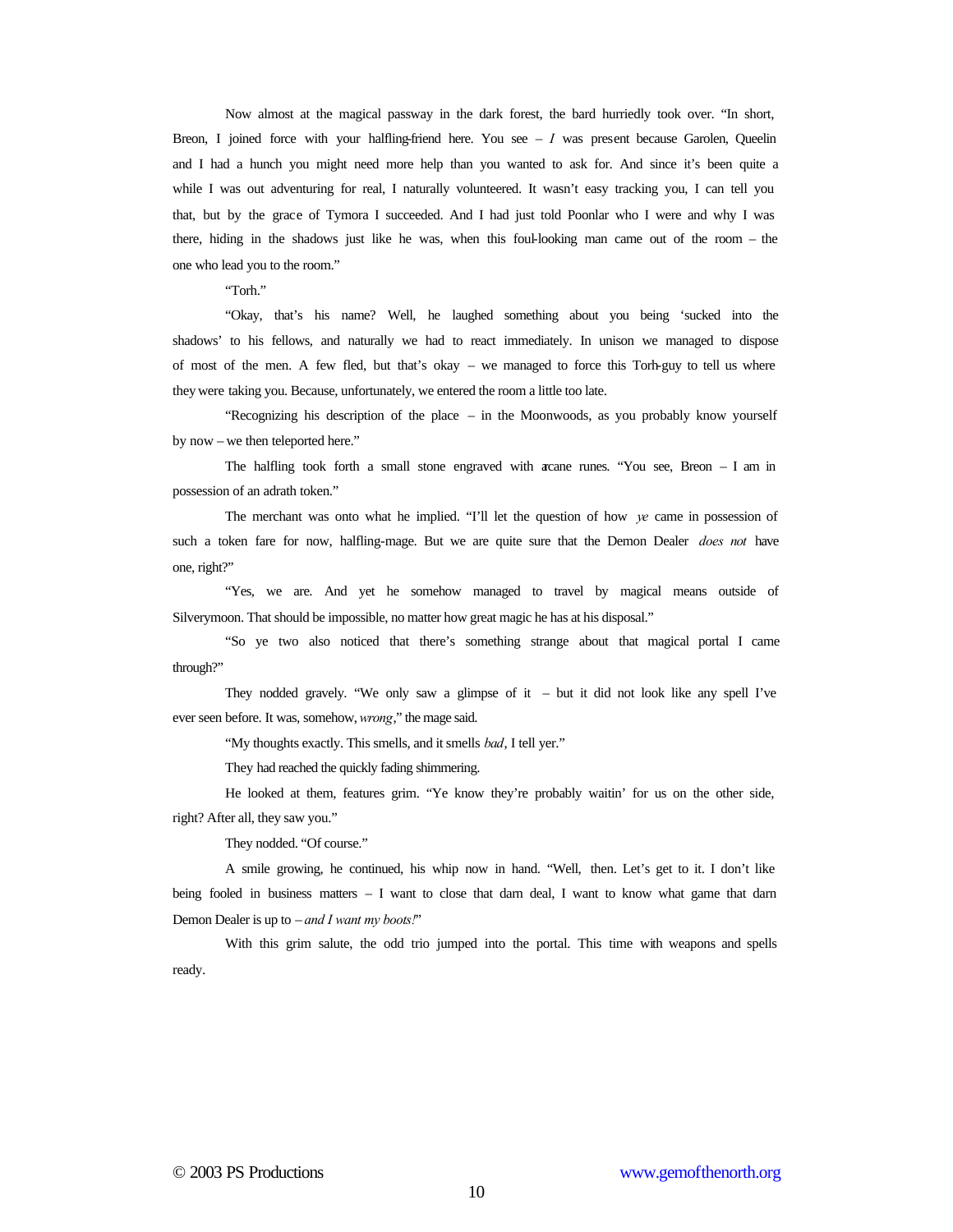Now almost at the magical passway in the dark forest, the bard hurriedly took over. "In short, Breon, I joined force with your halfling-friend here. You see – *I* was present because Garolen, Queelin and I had a hunch you might need more help than you wanted to ask for. And since it's been quite a while I was out adventuring for real, I naturally volunteered. It wasn't easy tracking you, I can tell you that, but by the grace of Tymora I succeeded. And I had just told Poonlar who I were and why I was there, hiding in the shadows just like he was, when this foul-looking man came out of the room – the one who lead you to the room."

"Torh."

"Okay, that's his name? Well, he laughed something about you being 'sucked into the shadows' to his fellows, and naturally we had to react immediately. In unison we managed to dispose of most of the men. A few fled, but that's okay – we managed to force this Torh-guy to tell us where they were taking you. Because, unfortunately, we entered the room a little too late.

"Recognizing his description of the place – in the Moonwoods, as you probably know yourself by now – we then teleported here."

The halfling took forth a small stone engraved with arcane runes. "You see, Breon – I am in possession of an adrath token."

The merchant was onto what he implied. "I'll let the question of how *ye* came in possession of such a token fare for now, halfling-mage. But we are quite sure that the Demon Dealer *does not* have one, right?"

"Yes, we are. And yet he somehow managed to travel by magical means outside of Silverymoon. That should be impossible, no matter how great magic he has at his disposal."

"So ye two also noticed that there's something strange about that magical portal I came through?"

They nodded gravely. "We only saw a glimpse of it – but it did not look like any spell I've ever seen before. It was, somehow, *wrong*," the mage said.

"My thoughts exactly. This smells, and it smells *bad*, I tell yer."

They had reached the quickly fading shimmering.

He looked at them, features grim. "Ye know they're probably waitin' for us on the other side, right? After all, they saw you."

They nodded. "Of course."

A smile growing, he continued, his whip now in hand. "Well, then. Let's get to it. I don't like being fooled in business matters – I want to close that darn deal, I want to know what game that darn Demon Dealer is up to – *and I want my boots!*"

With this grim salute, the odd trio jumped into the portal. This time with weapons and spells ready.

© 2003 PS Productions www.gemofthenorth.org